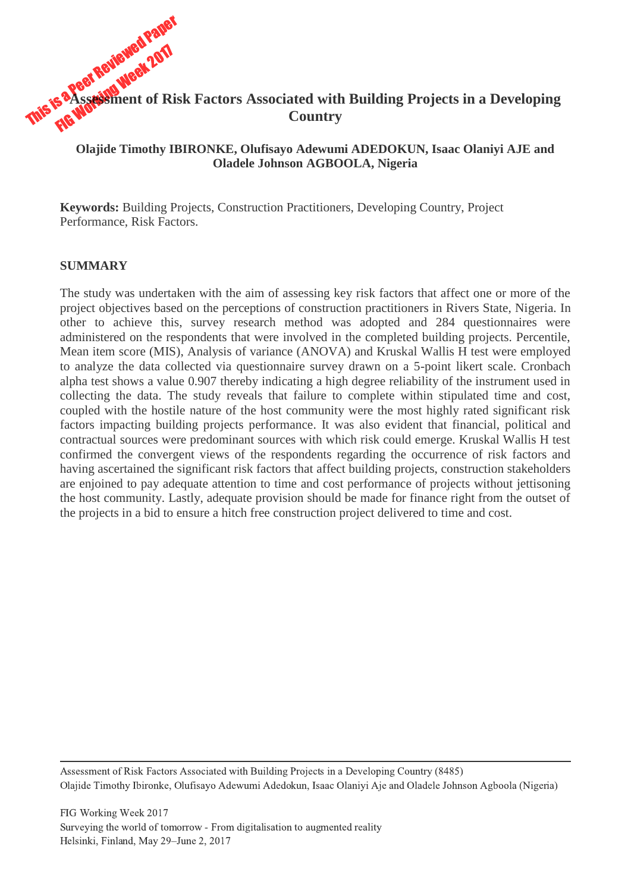This is a Peer Reviewed Paper
FIG Working Week 2017

# Assessment of Risk Factors Associated with Building Projects in a Developing Country

**Olajide Timothy IBIRONKE, Olufisayo Adewumi ADEDOKUN, Isaac Olaniyi AJE and Oladele Johnson AGBOOLA, Nigeria**

**Keywords:** Building Projects, Construction Practitioners, Developing Country, Project Performance, Risk Factors.

## SUMMARY

The study was undertaken with the aim of assessing key risk factors that affect one or more of the project objectives based on the perceptions of construction practitioners in Rivers State, Nigeria. In other to achieve this, survey research method was adopted and 284 questionnaires were administered on the respondents that were involved in the completed building projects. Percentile, Mean item score (MIS), Analysis of variance (ANOVA) and Kruskal Wallis H test were employed to analyze the data collected via questionnaire survey drawn on a 5-point likert scale. Cronbach alpha test shows a value 0.907 thereby indicating a high degree reliability of the instrument used in collecting the data. The study reveals that failure to complete within stipulated time and cost, coupled with the hostile nature of the host community were the most highly rated significant risk factors impacting building projects performance. It was also evident that financial, political and contractual sources were predominant sources with which risk could emerge. Kruskal Wallis H test confirmed the convergent views of the respondents regarding the occurrence of risk factors and having ascertained the significant risk factors that affect building projects, construction stakeholders are enjoined to pay adequate attention to time and cost performance of projects without jettisoning the host community. Lastly, adequate provision should be made for finance right from the outset of the projects in a bid to ensure a hitch free construction project delivered to time and cost.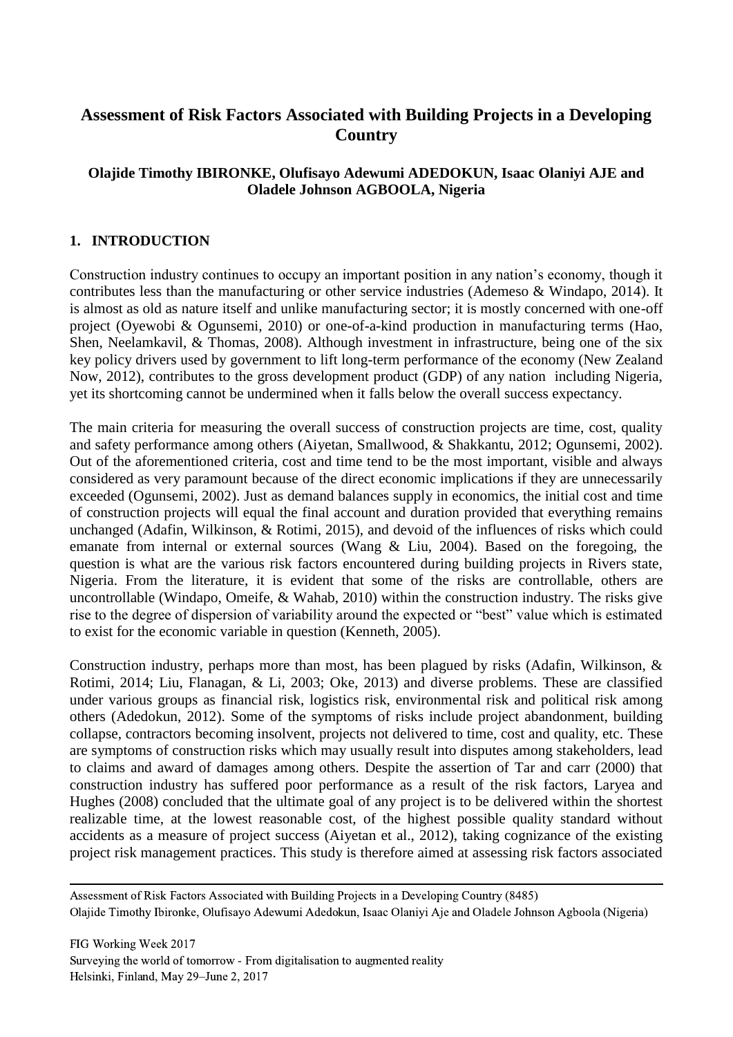# Assessment of Risk Factors Associated with Building Projects in a Developing Country

**Olajide Timothy IBIRONKE, Olufisayo Adewumi ADEDOKUN, Isaac Olaniyi AJE and Oladele Johnson AGBOOLA, Nigeria**

## 1. INTRODUCTION

Construction industry continues to occupy an important position in any nation's economy, though it contributes less than the manufacturing or other service industries (Ademeso & Windapo, 2014). It is almost as old as nature itself and unlike manufacturing sector; it is mostly concerned with one-off project (Oyewobi & Ogunsemi, 2010) or one-of-a-kind production in manufacturing terms (Hao, Shen, Neelamkavil, & Thomas, 2008). Although investment in infrastructure, being one of the six key policy drivers used by government to lift long-term performance of the economy (New Zealand Now, 2012), contributes to the gross development product (GDP) of any nation including Nigeria, yet its shortcoming cannot be undermined when it falls below the overall success expectancy.

The main criteria for measuring the overall success of construction projects are time, cost, quality and safety performance among others (Aiyetan, Smallwood, & Shakkantu, 2012; Ogunsemi, 2002). Out of the aforementioned criteria, cost and time tend to be the most important, visible and always considered as very paramount because of the direct economic implications if they are unnecessarily exceeded (Ogunsemi, 2002). Just as demand balances supply in economics, the initial cost and time of construction projects will equal the final account and duration provided that everything remains unchanged (Adafin, Wilkinson, & Rotimi, 2015), and devoid of the influences of risks which could emanate from internal or external sources (Wang & Liu, 2004). Based on the foregoing, the question is what are the various risk factors encountered during building projects in Rivers state, Nigeria. From the literature, it is evident that some of the risks are controllable, others are uncontrollable (Windapo, Omeife, & Wahab, 2010) within the construction industry. The risks give rise to the degree of dispersion of variability around the expected or "best" value which is estimated to exist for the economic variable in question (Kenneth, 2005).

Construction industry, perhaps more than most, has been plagued by risks (Adafin, Wilkinson, & Rotimi, 2014; Liu, Flanagan, & Li, 2003; Oke, 2013) and diverse problems. These are classified under various groups as financial risk, logistics risk, environmental risk and political risk among others (Adedokun, 2012). Some of the symptoms of risks include project abandonment, building collapse, contractors becoming insolvent, projects not delivered to time, cost and quality, etc. These are symptoms of construction risks which may usually result into disputes among stakeholders, lead to claims and award of damages among others. Despite the assertion of Tar and carr (2000) that construction industry has suffered poor performance as a result of the risk factors, Laryea and Hughes (2008) concluded that the ultimate goal of any project is to be delivered within the shortest realizable time, at the lowest reasonable cost, of the highest possible quality standard without accidents as a measure of project success (Aiyetan et al., 2012), taking cognizance of the existing project risk management practices. This study is therefore aimed at assessing risk factors associated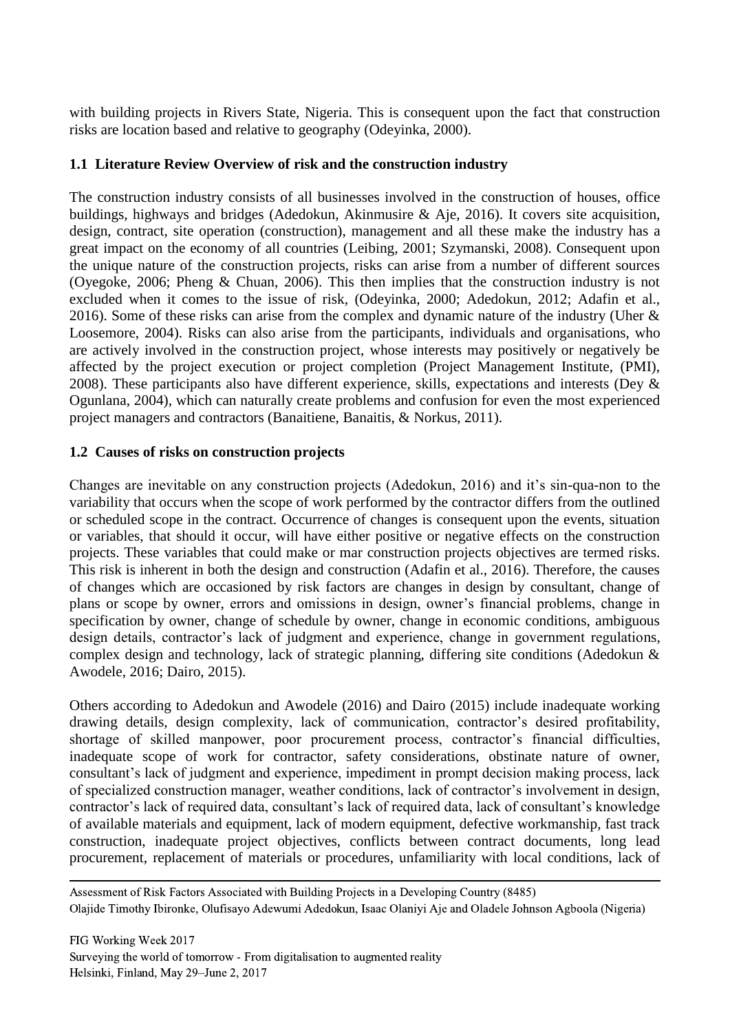with building projects in Rivers State, Nigeria. This is consequent upon the fact that construction risks are location based and relative to geography (Odeyinka, 2000).

### 1.1 Literature Review Overview of risk and the construction industry

The construction industry consists of all businesses involved in the construction of houses, office buildings, highways and bridges (Adedokun, Akinmusire & Aje, 2016). It covers site acquisition, design, contract, site operation (construction), management and all these make the industry has a great impact on the economy of all countries (Leibing, 2001; Szymanski, 2008). Consequent upon the unique nature of the construction projects, risks can arise from a number of different sources (Oyegoke, 2006; Pheng & Chuan, 2006). This then implies that the construction industry is not excluded when it comes to the issue of risk, (Odeyinka, 2000; Adedokun, 2012; Adafin et al., 2016). Some of these risks can arise from the complex and dynamic nature of the industry (Uher & Loosemore, 2004). Risks can also arise from the participants, individuals and organisations, who are actively involved in the construction project, whose interests may positively or negatively be affected by the project execution or project completion (Project Management Institute, (PMI), 2008). These participants also have different experience, skills, expectations and interests (Dey & Ogunlana, 2004), which can naturally create problems and confusion for even the most experienced project managers and contractors (Banaitiene, Banaitis, & Norkus, 2011).

### 1.2 Causes of risks on construction projects

Changes are inevitable on any construction projects (Adedokun, 2016) and it's sin-qua-non to the variability that occurs when the scope of work performed by the contractor differs from the outlined or scheduled scope in the contract. Occurrence of changes is consequent upon the events, situation or variables, that should it occur, will have either positive or negative effects on the construction projects. These variables that could make or mar construction projects objectives are termed risks. This risk is inherent in both the design and construction (Adafin et al., 2016). Therefore, the causes of changes which are occasioned by risk factors are changes in design by consultant, change of plans or scope by owner, errors and omissions in design, owner's financial problems, change in specification by owner, change of schedule by owner, change in economic conditions, ambiguous design details, contractor's lack of judgment and experience, change in government regulations, complex design and technology, lack of strategic planning, differing site conditions (Adedokun & Awodele, 2016; Dairo, 2015).

Others according to Adedokun and Awodele (2016) and Dairo (2015) include inadequate working drawing details, design complexity, lack of communication, contractor's desired profitability, shortage of skilled manpower, poor procurement process, contractor's financial difficulties, inadequate scope of work for contractor, safety considerations, obstinate nature of owner, consultant's lack of judgment and experience, impediment in prompt decision making process, lack of specialized construction manager, weather conditions, lack of contractor's involvement in design, contractor's lack of required data, consultant's lack of required data, lack of consultant's knowledge of available materials and equipment, lack of modern equipment, defective workmanship, fast track construction, inadequate project objectives, conflicts between contract documents, long lead procurement, replacement of materials or procedures, unfamiliarity with local conditions, lack of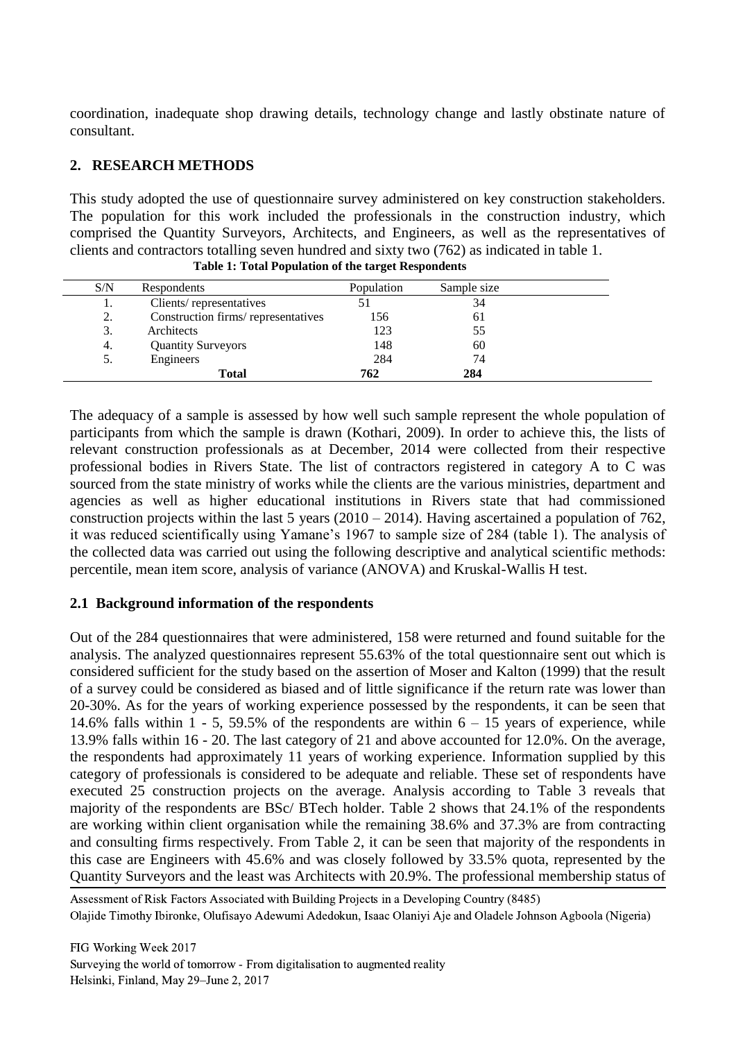coordination, inadequate shop drawing details, technology change and lastly obstinate nature of consultant.

## 2. RESEARCH METHODS

This study adopted the use of questionnaire survey administered on key construction stakeholders. The population for this work included the professionals in the construction industry, which comprised the Quantity Surveyors, Architects, and Engineers, as well as the representatives of clients and contractors totalling seven hundred and sixty two (762) as indicated in table 1.

**Table 1: Total Population of the target Respondents**

| S/N | Respondents | Population | Sample size |
|---|---|---|---|
| 1. | Clients/ representatives | 51 | 34 |
| 2. | Construction firms/ representatives | 156 | 61 |
| 3. | Architects | 123 | 55 |
| 4. | Quantity Surveyors | 148 | 60 |
| 5. | Engineers | 284 | 74 |
| | **Total** | **762** | **284** |

The adequacy of a sample is assessed by how well such sample represent the whole population of participants from which the sample is drawn (Kothari, 2009). In order to achieve this, the lists of relevant construction professionals as at December, 2014 were collected from their respective professional bodies in Rivers State. The list of contractors registered in category A to C was sourced from the state ministry of works while the clients are the various ministries, department and agencies as well as higher educational institutions in Rivers state that had commissioned construction projects within the last 5 years (2010 – 2014). Having ascertained a population of 762, it was reduced scientifically using Yamane's 1967 to sample size of 284 (table 1). The analysis of the collected data was carried out using the following descriptive and analytical scientific methods: percentile, mean item score, analysis of variance (ANOVA) and Kruskal-Wallis H test.

### 2.1 Background information of the respondents

Out of the 284 questionnaires that were administered, 158 were returned and found suitable for the analysis. The analyzed questionnaires represent 55.63% of the total questionnaire sent out which is considered sufficient for the study based on the assertion of Moser and Kalton (1999) that the result of a survey could be considered as biased and of little significance if the return rate was lower than 20-30%. As for the years of working experience possessed by the respondents, it can be seen that 14.6% falls within 1 - 5, 59.5% of the respondents are within 6 – 15 years of experience, while 13.9% falls within 16 - 20. The last category of 21 and above accounted for 12.0%. On the average, the respondents had approximately 11 years of working experience. Information supplied by this category of professionals is considered to be adequate and reliable. These set of respondents have executed 25 construction projects on the average. Analysis according to Table 3 reveals that majority of the respondents are BSc/ BTech holder. Table 2 shows that 24.1% of the respondents are working within client organisation while the remaining 38.6% and 37.3% are from contracting and consulting firms respectively. From Table 2, it can be seen that majority of the respondents in this case are Engineers with 45.6% and was closely followed by 33.5% quota, represented by the Quantity Surveyors and the least was Architects with 20.9%. The professional membership status of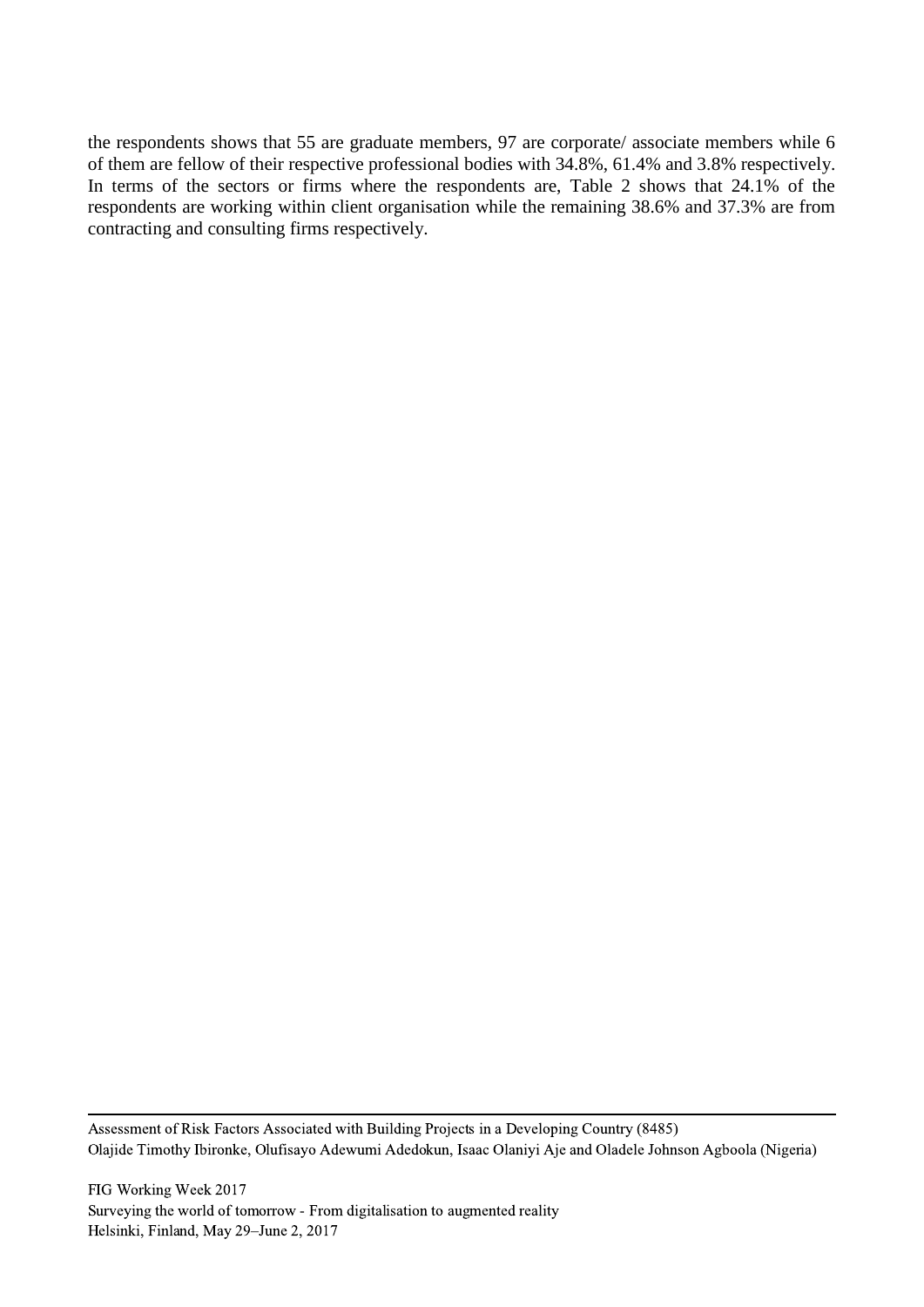the respondents shows that 55 are graduate members, 97 are corporate/ associate members while 6 of them are fellow of their respective professional bodies with 34.8%, 61.4% and 3.8% respectively. In terms of the sectors or firms where the respondents are, Table 2 shows that 24.1% of the respondents are working within client organisation while the remaining 38.6% and 37.3% are from contracting and consulting firms respectively.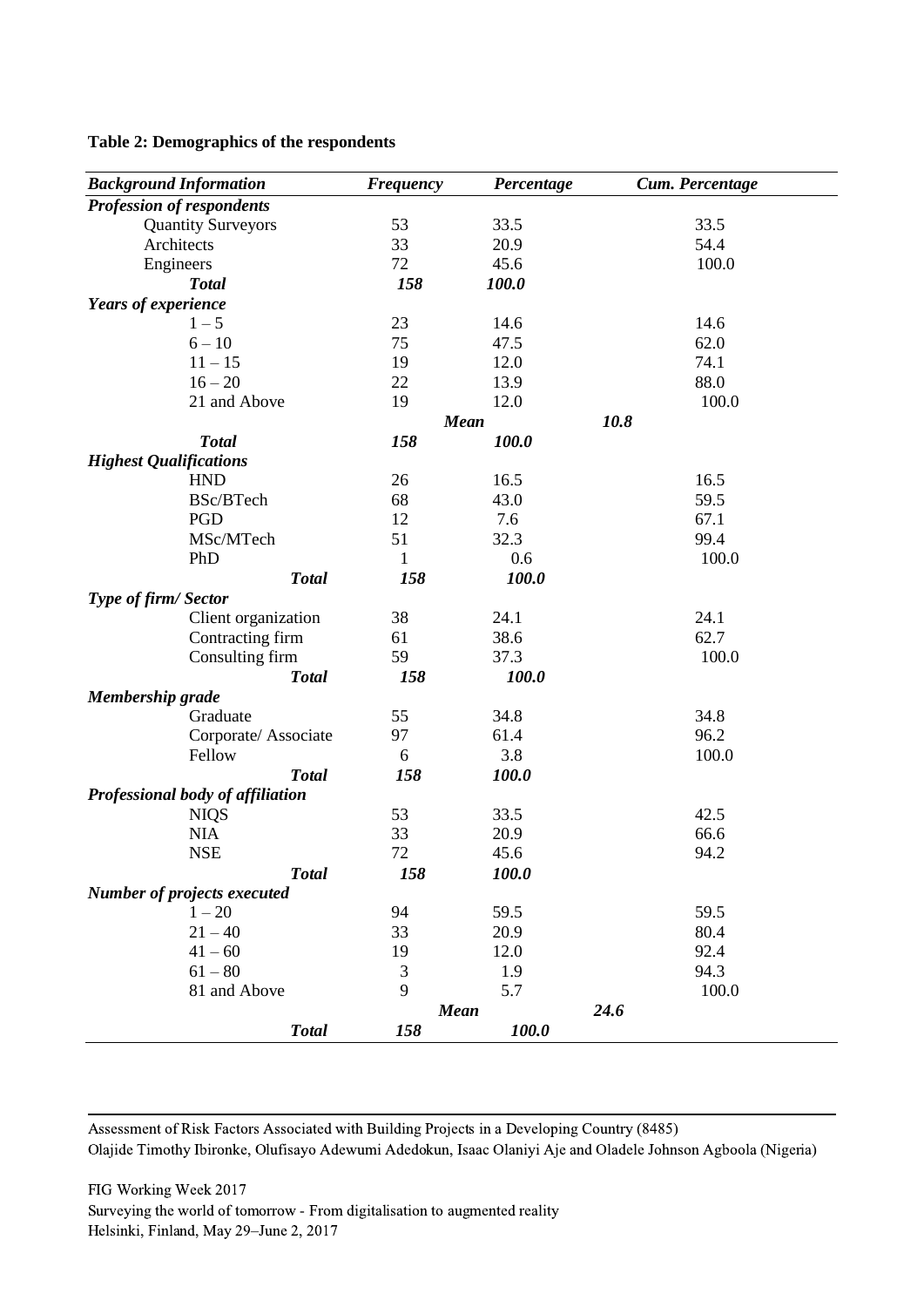**Table 2: Demographics of the respondents**

| *Background Information* | *Frequency* | *Percentage* | *Cum. Percentage* |
|---|---|---|---|
| ***Profession of respondents*** | | | |
| Quantity Surveyors | 53 | 33.5 | 33.5 |
| Architects | 33 | 20.9 | 54.4 |
| Engineers | 72 | 45.6 | 100.0 |
| ***Total*** | ***158*** | ***100.0*** | |
| ***Years of experience*** | | | |
| 1 – 5 | 23 | 14.6 | 14.6 |
| 6 – 10 | 75 | 47.5 | 62.0 |
| 11 – 15 | 19 | 12.0 | 74.1 |
| 16 – 20 | 22 | 13.9 | 88.0 |
| 21 and Above | 19 | 12.0 | 100.0 |
| | | ***Mean*** | ***10.8*** |
| ***Total*** | ***158*** | ***100.0*** | |
| ***Highest Qualifications*** | | | |
| HND | 26 | 16.5 | 16.5 |
| BSc/BTech | 68 | 43.0 | 59.5 |
| PGD | 12 | 7.6 | 67.1 |
| MSc/MTech | 51 | 32.3 | 99.4 |
| PhD | 1 | 0.6 | 100.0 |
| ***Total*** | ***158*** | ***100.0*** | |
| ***Type of firm/ Sector*** | | | |
| Client organization | 38 | 24.1 | 24.1 |
| Contracting firm | 61 | 38.6 | 62.7 |
| Consulting firm | 59 | 37.3 | 100.0 |
| ***Total*** | ***158*** | ***100.0*** | |
| ***Membership grade*** | | | |
| Graduate | 55 | 34.8 | 34.8 |
| Corporate/ Associate | 97 | 61.4 | 96.2 |
| Fellow | 6 | 3.8 | 100.0 |
| ***Total*** | ***158*** | ***100.0*** | |
| ***Professional body of affiliation*** | | | |
| NIQS | 53 | 33.5 | 42.5 |
| NIA | 33 | 20.9 | 66.6 |
| NSE | 72 | 45.6 | 94.2 |
| ***Total*** | ***158*** | ***100.0*** | |
| ***Number of projects executed*** | | | |
| 1 – 20 | 94 | 59.5 | 59.5 |
| 21 – 40 | 33 | 20.9 | 80.4 |
| 41 – 60 | 19 | 12.0 | 92.4 |
| 61 – 80 | 3 | 1.9 | 94.3 |
| 81 and Above | 9 | 5.7 | 100.0 |
| | | ***Mean*** | ***24.6*** |
| ***Total*** | ***158*** | ***100.0*** | |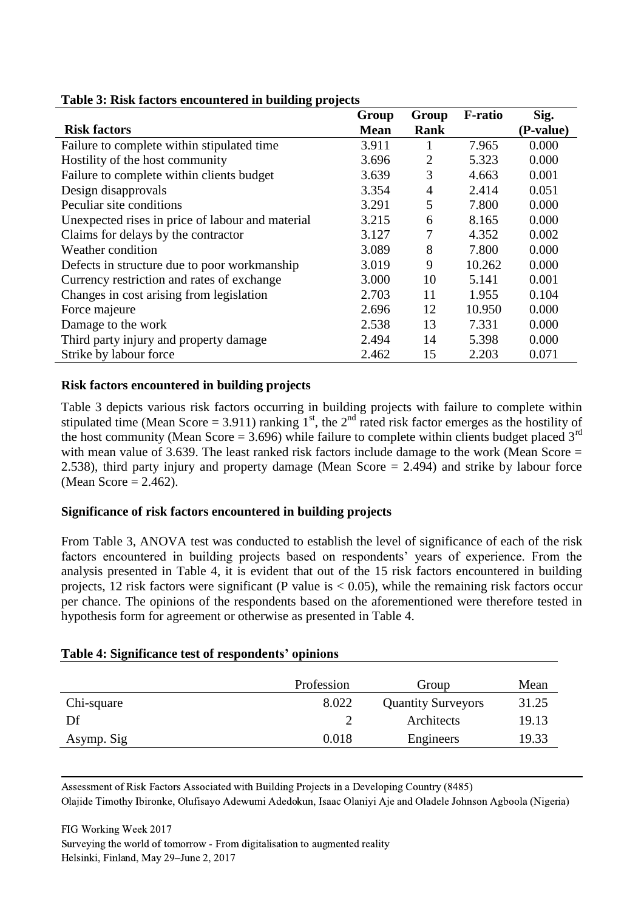**Table 3: Risk factors encountered in building projects**

| Risk factors | Group Mean | Group Rank | F-ratio | Sig. (P-value) |
|---|---|---|---|---|
| Failure to complete within stipulated time | 3.911 | 1 | 7.965 | 0.000 |
| Hostility of the host community | 3.696 | 2 | 5.323 | 0.000 |
| Failure to complete within clients budget | 3.639 | 3 | 4.663 | 0.001 |
| Design disapprovals | 3.354 | 4 | 2.414 | 0.051 |
| Peculiar site conditions | 3.291 | 5 | 7.800 | 0.000 |
| Unexpected rises in price of labour and material | 3.215 | 6 | 8.165 | 0.000 |
| Claims for delays by the contractor | 3.127 | 7 | 4.352 | 0.002 |
| Weather condition | 3.089 | 8 | 7.800 | 0.000 |
| Defects in structure due to poor workmanship | 3.019 | 9 | 10.262 | 0.000 |
| Currency restriction and rates of exchange | 3.000 | 10 | 5.141 | 0.001 |
| Changes in cost arising from legislation | 2.703 | 11 | 1.955 | 0.104 |
| Force majeure | 2.696 | 12 | 10.950 | 0.000 |
| Damage to the work | 2.538 | 13 | 7.331 | 0.000 |
| Third party injury and property damage | 2.494 | 14 | 5.398 | 0.000 |
| Strike by labour force | 2.462 | 15 | 2.203 | 0.071 |

**Risk factors encountered in building projects**

Table 3 depicts various risk factors occurring in building projects with failure to complete within stipulated time (Mean Score = 3.911) ranking 1st, the 2nd rated risk factor emerges as the hostility of the host community (Mean Score = 3.696) while failure to complete within clients budget placed 3rd with mean value of 3.639. The least ranked risk factors include damage to the work (Mean Score = 2.538), third party injury and property damage (Mean Score = 2.494) and strike by labour force (Mean Score = 2.462).

**Significance of risk factors encountered in building projects**

From Table 3, ANOVA test was conducted to establish the level of significance of each of the risk factors encountered in building projects based on respondents' years of experience. From the analysis presented in Table 4, it is evident that out of the 15 risk factors encountered in building projects, 12 risk factors were significant (P value is < 0.05), while the remaining risk factors occur per chance. The opinions of the respondents based on the aforementioned were therefore tested in hypothesis form for agreement or otherwise as presented in Table 4.

**Table 4: Significance test of respondents' opinions**

| | Profession | Group | Mean |
|---|---|---|---|
| Chi-square | 8.022 | Quantity Surveyors | 31.25 |
| Df | 2 | Architects | 19.13 |
| Asymp. Sig | 0.018 | Engineers | 19.33 |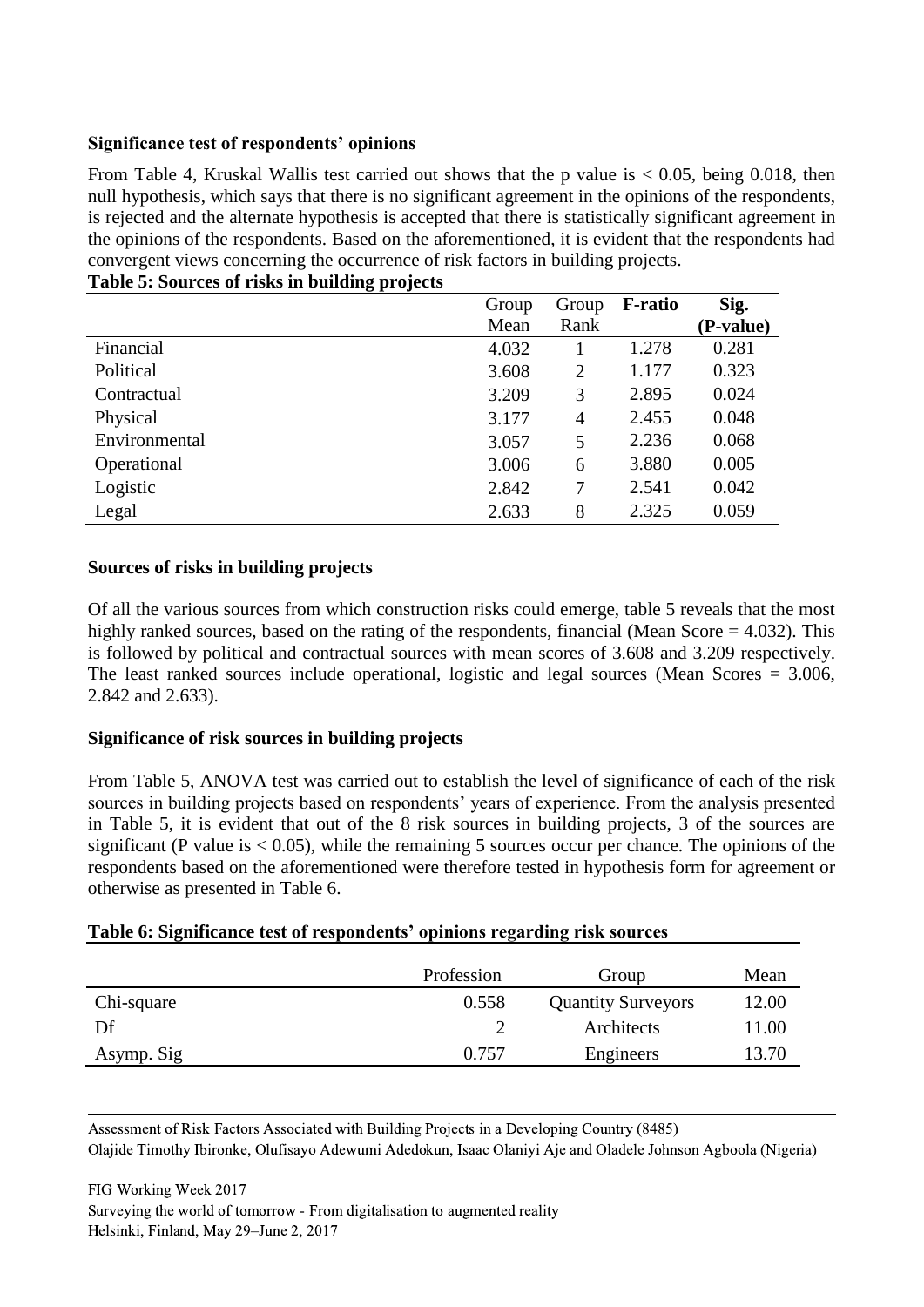### Significance test of respondents' opinions

From Table 4, Kruskal Wallis test carried out shows that the p value is < 0.05, being 0.018, then null hypothesis, which says that there is no significant agreement in the opinions of the respondents, is rejected and the alternate hypothesis is accepted that there is statistically significant agreement in the opinions of the respondents. Based on the aforementioned, it is evident that the respondents had convergent views concerning the occurrence of risk factors in building projects.

**Table 5: Sources of risks in building projects**

| | Group Mean | Group Rank | **F-ratio** | **Sig. (P-value)** |
|---|---|---|---|---|
| Financial | 4.032 | 1 | 1.278 | 0.281 |
| Political | 3.608 | 2 | 1.177 | 0.323 |
| Contractual | 3.209 | 3 | 2.895 | 0.024 |
| Physical | 3.177 | 4 | 2.455 | 0.048 |
| Environmental | 3.057 | 5 | 2.236 | 0.068 |
| Operational | 3.006 | 6 | 3.880 | 0.005 |
| Logistic | 2.842 | 7 | 2.541 | 0.042 |
| Legal | 2.633 | 8 | 2.325 | 0.059 |

### Sources of risks in building projects

Of all the various sources from which construction risks could emerge, table 5 reveals that the most highly ranked sources, based on the rating of the respondents, financial (Mean Score = 4.032). This is followed by political and contractual sources with mean scores of 3.608 and 3.209 respectively. The least ranked sources include operational, logistic and legal sources (Mean Scores = 3.006, 2.842 and 2.633).

### Significance of risk sources in building projects

From Table 5, ANOVA test was carried out to establish the level of significance of each of the risk sources in building projects based on respondents' years of experience. From the analysis presented in Table 5, it is evident that out of the 8 risk sources in building projects, 3 of the sources are significant (P value is < 0.05), while the remaining 5 sources occur per chance. The opinions of the respondents based on the aforementioned were therefore tested in hypothesis form for agreement or otherwise as presented in Table 6.

**Table 6: Significance test of respondents' opinions regarding risk sources**

| | Profession | Group | Mean |
|---|---|---|---|
| Chi-square | 0.558 | Quantity Surveyors | 12.00 |
| Df | 2 | Architects | 11.00 |
| Asymp. Sig | 0.757 | Engineers | 13.70 |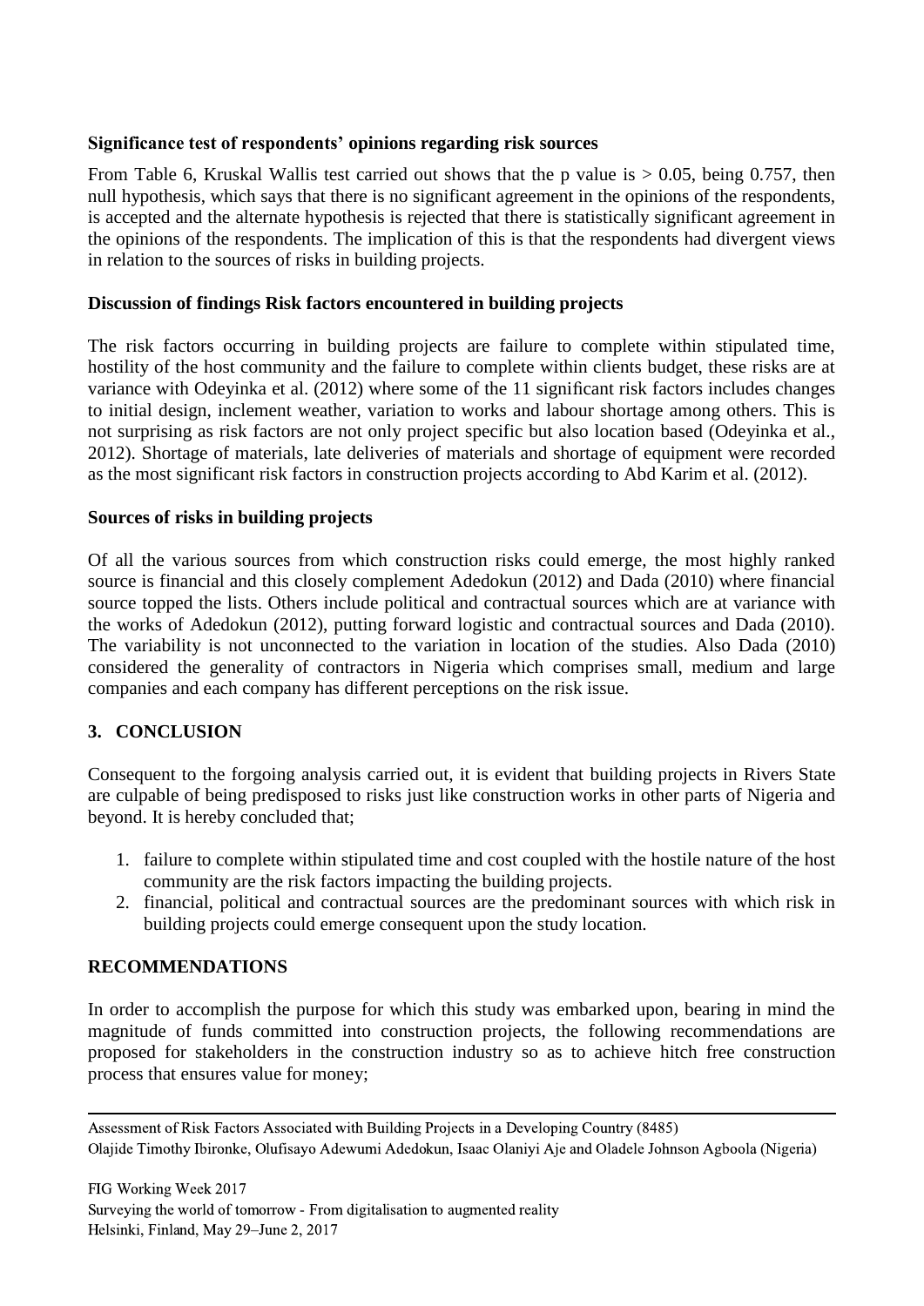**Significance test of respondents' opinions regarding risk sources**

From Table 6, Kruskal Wallis test carried out shows that the p value is > 0.05, being 0.757, then null hypothesis, which says that there is no significant agreement in the opinions of the respondents, is accepted and the alternate hypothesis is rejected that there is statistically significant agreement in the opinions of the respondents. The implication of this is that the respondents had divergent views in relation to the sources of risks in building projects.

**Discussion of findings Risk factors encountered in building projects**

The risk factors occurring in building projects are failure to complete within stipulated time, hostility of the host community and the failure to complete within clients budget, these risks are at variance with Odeyinka et al. (2012) where some of the 11 significant risk factors includes changes to initial design, inclement weather, variation to works and labour shortage among others. This is not surprising as risk factors are not only project specific but also location based (Odeyinka et al., 2012). Shortage of materials, late deliveries of materials and shortage of equipment were recorded as the most significant risk factors in construction projects according to Abd Karim et al. (2012).

**Sources of risks in building projects**

Of all the various sources from which construction risks could emerge, the most highly ranked source is financial and this closely complement Adedokun (2012) and Dada (2010) where financial source topped the lists. Others include political and contractual sources which are at variance with the works of Adedokun (2012), putting forward logistic and contractual sources and Dada (2010). The variability is not unconnected to the variation in location of the studies. Also Dada (2010) considered the generality of contractors in Nigeria which comprises small, medium and large companies and each company has different perceptions on the risk issue.

## 3. CONCLUSION

Consequent to the forgoing analysis carried out, it is evident that building projects in Rivers State are culpable of being predisposed to risks just like construction works in other parts of Nigeria and beyond. It is hereby concluded that;

1. failure to complete within stipulated time and cost coupled with the hostile nature of the host community are the risk factors impacting the building projects.
2. financial, political and contractual sources are the predominant sources with which risk in building projects could emerge consequent upon the study location.

## RECOMMENDATIONS

In order to accomplish the purpose for which this study was embarked upon, bearing in mind the magnitude of funds committed into construction projects, the following recommendations are proposed for stakeholders in the construction industry so as to achieve hitch free construction process that ensures value for money;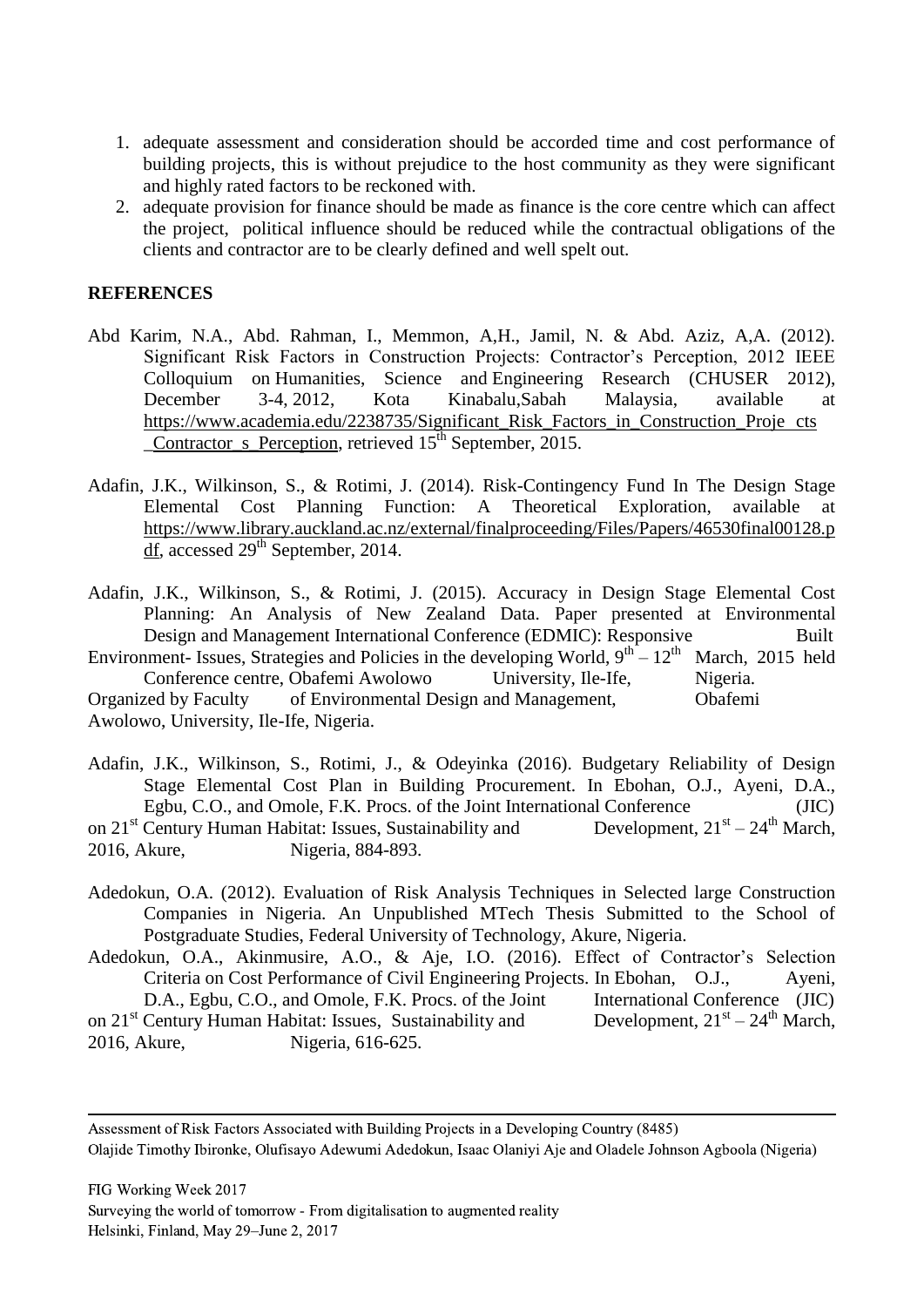1. adequate assessment and consideration should be accorded time and cost performance of building projects, this is without prejudice to the host community as they were significant and highly rated factors to be reckoned with.
2. adequate provision for finance should be made as finance is the core centre which can affect the project, political influence should be reduced while the contractual obligations of the clients and contractor are to be clearly defined and well spelt out.

**REFERENCES**

Abd Karim, N.A., Abd. Rahman, I., Memmon, A,H., Jamil, N. & Abd. Aziz, A,A. (2012). Significant Risk Factors in Construction Projects: Contractor's Perception, 2012 IEEE Colloquium on Humanities, Science and Engineering Research (CHUSER 2012), December 3-4, 2012, Kota Kinabalu,Sabah Malaysia, available at https://www.academia.edu/2238735/Significant_Risk_Factors_in_Construction_Proje_cts_Contractor_s_Perception, retrieved 15th September, 2015.

Adafin, J.K., Wilkinson, S., & Rotimi, J. (2014). Risk-Contingency Fund In The Design Stage Elemental Cost Planning Function: A Theoretical Exploration, available at https://www.library.auckland.ac.nz/external/finalproceeding/Files/Papers/46530final00128.pdf, accessed 29th September, 2014.

Adafin, J.K., Wilkinson, S., & Rotimi, J. (2015). Accuracy in Design Stage Elemental Cost Planning: An Analysis of New Zealand Data. Paper presented at Environmental Design and Management International Conference (EDMIC): Responsive Built Environment- Issues, Strategies and Policies in the developing World, 9th – 12th March, 2015 held Conference centre, Obafemi Awolowo University, Ile-Ife, Nigeria. Organized by Faculty of Environmental Design and Management, Obafemi Awolowo, University, Ile-Ife, Nigeria.

Adafin, J.K., Wilkinson, S., Rotimi, J., & Odeyinka (2016). Budgetary Reliability of Design Stage Elemental Cost Plan in Building Procurement. In Ebohan, O.J., Ayeni, D.A., Egbu, C.O., and Omole, F.K. Procs. of the Joint International Conference (JIC) on 21st Century Human Habitat: Issues, Sustainability and Development, 21st – 24th March, 2016, Akure, Nigeria, 884-893.

Adedokun, O.A. (2012). Evaluation of Risk Analysis Techniques in Selected large Construction Companies in Nigeria. An Unpublished MTech Thesis Submitted to the School of Postgraduate Studies, Federal University of Technology, Akure, Nigeria.

Adedokun, O.A., Akinmusire, A.O., & Aje, I.O. (2016). Effect of Contractor's Selection Criteria on Cost Performance of Civil Engineering Projects. In Ebohan, O.J., Ayeni, D.A., Egbu, C.O., and Omole, F.K. Procs. of the Joint International Conference (JIC) on 21st Century Human Habitat: Issues, Sustainability and Development, 21st – 24th March, 2016, Akure, Nigeria, 616-625.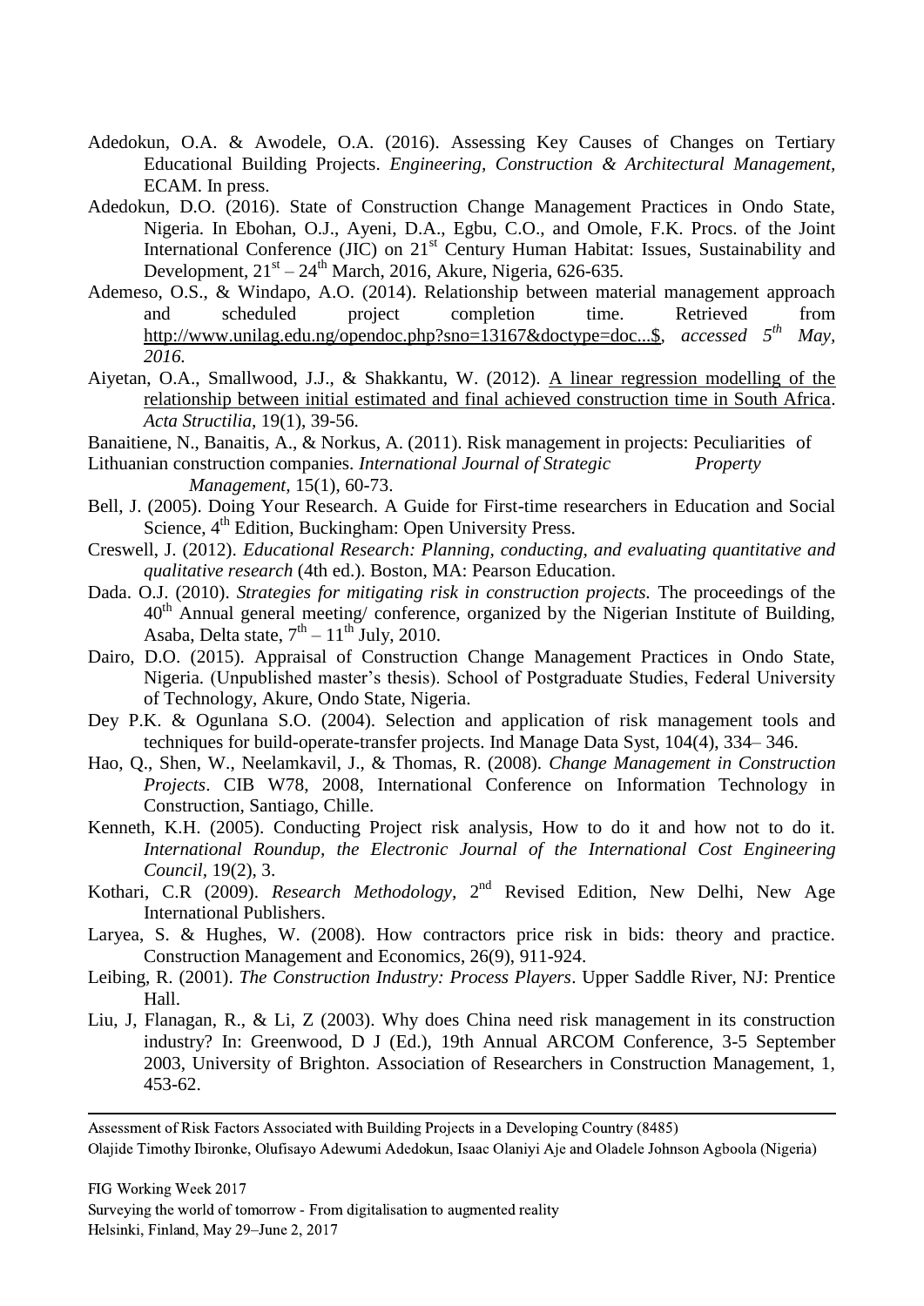Adedokun, O.A. & Awodele, O.A. (2016). Assessing Key Causes of Changes on Tertiary Educational Building Projects. *Engineering, Construction & Architectural Management*, ECAM. In press.

Adedokun, D.O. (2016). State of Construction Change Management Practices in Ondo State, Nigeria. In Ebohan, O.J., Ayeni, D.A., Egbu, C.O., and Omole, F.K. Procs. of the Joint International Conference (JIC) on 21st Century Human Habitat: Issues, Sustainability and Development, 21st – 24th March, 2016, Akure, Nigeria, 626-635.

Ademeso, O.S., & Windapo, A.O. (2014). Relationship between material management approach and scheduled project completion time. Retrieved from http://www.unilag.edu.ng/opendoc.php?sno=13167&doctype=doc...$, *accessed 5th May, 2016.*

Aiyetan, O.A., Smallwood, J.J., & Shakkantu, W. (2012). A linear regression modelling of the relationship between initial estimated and final achieved construction time in South Africa. *Acta Structilia*, 19(1), 39-56.

Banaitiene, N., Banaitis, A., & Norkus, A. (2011). Risk management in projects: Peculiarities of Lithuanian construction companies. *International Journal of Strategic Property Management*, 15(1), 60-73.

Bell, J. (2005). Doing Your Research. A Guide for First-time researchers in Education and Social Science, 4th Edition, Buckingham: Open University Press.

Creswell, J. (2012). *Educational Research: Planning, conducting, and evaluating quantitative and qualitative research* (4th ed.). Boston, MA: Pearson Education.

Dada. O.J. (2010). *Strategies for mitigating risk in construction projects.* The proceedings of the 40th Annual general meeting/ conference, organized by the Nigerian Institute of Building, Asaba, Delta state, 7th – 11th July, 2010.

Dairo, D.O. (2015). Appraisal of Construction Change Management Practices in Ondo State, Nigeria. (Unpublished master's thesis). School of Postgraduate Studies, Federal University of Technology, Akure, Ondo State, Nigeria.

Dey P.K. & Ogunlana S.O. (2004). Selection and application of risk management tools and techniques for build-operate-transfer projects. Ind Manage Data Syst, 104(4), 334– 346.

Hao, Q., Shen, W., Neelamkavil, J., & Thomas, R. (2008). *Change Management in Construction Projects*. CIB W78, 2008, International Conference on Information Technology in Construction, Santiago, Chille.

Kenneth, K.H. (2005). Conducting Project risk analysis, How to do it and how not to do it. *International Roundup, the Electronic Journal of the International Cost Engineering Council*, 19(2), 3.

Kothari, C.R (2009). *Research Methodology,* 2nd Revised Edition, New Delhi, New Age International Publishers.

Laryea, S. & Hughes, W. (2008). How contractors price risk in bids: theory and practice. Construction Management and Economics, 26(9), 911-924.

Leibing, R. (2001). *The Construction Industry: Process Players*. Upper Saddle River, NJ: Prentice Hall.

Liu, J, Flanagan, R., & Li, Z (2003). Why does China need risk management in its construction industry? In: Greenwood, D J (Ed.), 19th Annual ARCOM Conference, 3-5 September 2003, University of Brighton. Association of Researchers in Construction Management, 1, 453-62.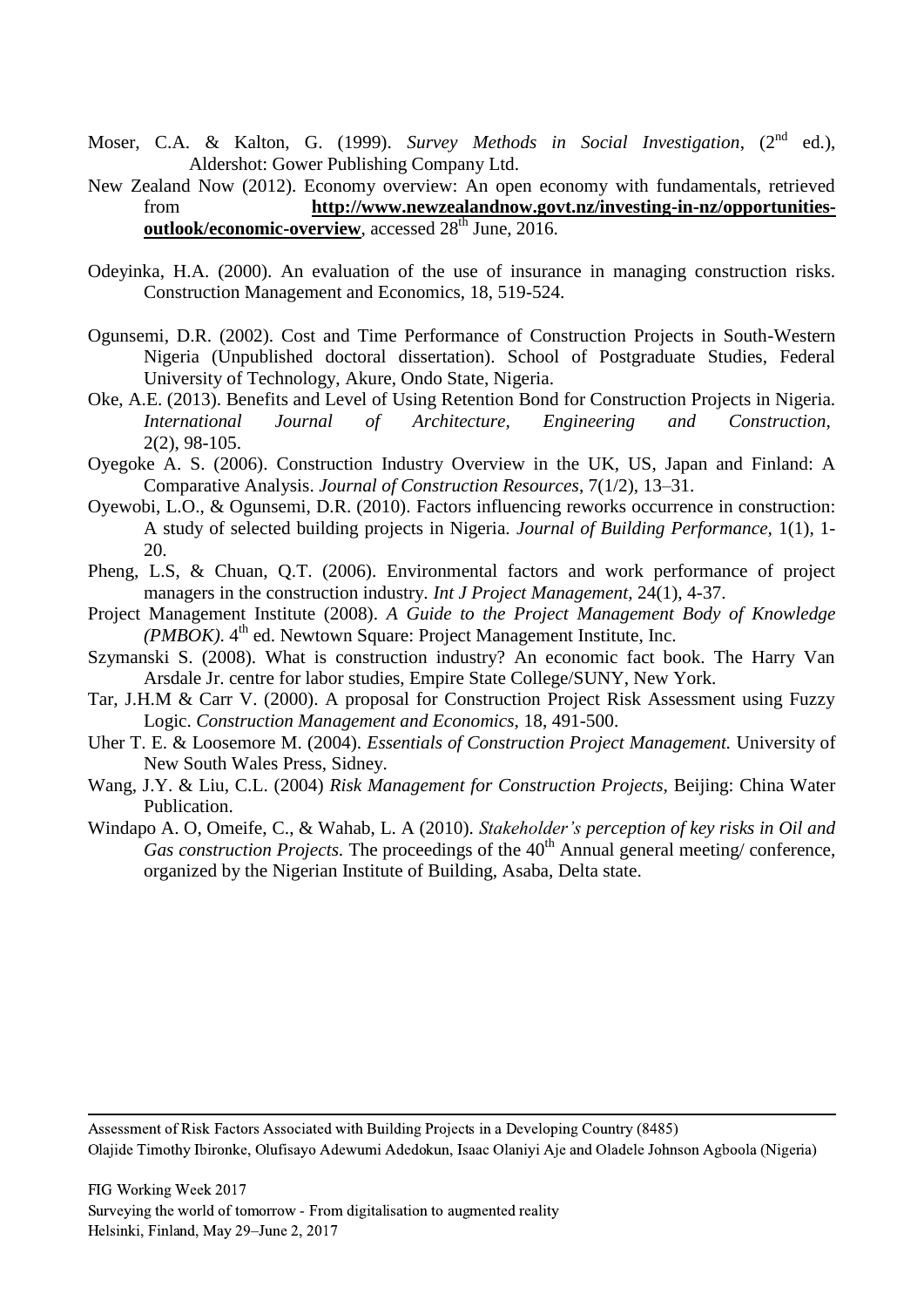Moser, C.A. & Kalton, G. (1999). *Survey Methods in Social Investigation*, (2nd ed.), Aldershot: Gower Publishing Company Ltd.

New Zealand Now (2012). Economy overview: An open economy with fundamentals, retrieved from **http://www.newzealandnow.govt.nz/investing-in-nz/opportunities-outlook/economic-overview**, accessed 28th June, 2016.

Odeyinka, H.A. (2000). An evaluation of the use of insurance in managing construction risks. Construction Management and Economics, 18, 519-524.

Ogunsemi, D.R. (2002). Cost and Time Performance of Construction Projects in South-Western Nigeria (Unpublished doctoral dissertation). School of Postgraduate Studies, Federal University of Technology, Akure, Ondo State, Nigeria.

Oke, A.E. (2013). Benefits and Level of Using Retention Bond for Construction Projects in Nigeria. *International Journal of Architecture, Engineering and Construction*, 2(2), 98-105.

Oyegoke A. S. (2006). Construction Industry Overview in the UK, US, Japan and Finland: A Comparative Analysis. *Journal of Construction Resources*, 7(1/2), 13–31.

Oyewobi, L.O., & Ogunsemi, D.R. (2010). Factors influencing reworks occurrence in construction: A study of selected building projects in Nigeria. *Journal of Building Performance*, 1(1), 1-20.

Pheng, L.S, & Chuan, Q.T. (2006). Environmental factors and work performance of project managers in the construction industry. *Int J Project Management*, 24(1), 4-37.

Project Management Institute (2008). *A Guide to the Project Management Body of Knowledge (PMBOK)*. 4th ed. Newtown Square: Project Management Institute, Inc.

Szymanski S. (2008). What is construction industry? An economic fact book. The Harry Van Arsdale Jr. centre for labor studies, Empire State College/SUNY, New York.

Tar, J.H.M & Carr V. (2000). A proposal for Construction Project Risk Assessment using Fuzzy Logic. *Construction Management and Economics*, 18, 491-500.

Uher T. E. & Loosemore M. (2004). *Essentials of Construction Project Management.* University of New South Wales Press, Sidney.

Wang, J.Y. & Liu, C.L. (2004) *Risk Management for Construction Projects*, Beijing: China Water Publication.

Windapo A. O, Omeife, C., & Wahab, L. A (2010). *Stakeholder's perception of key risks in Oil and Gas construction Projects.* The proceedings of the 40th Annual general meeting/ conference, organized by the Nigerian Institute of Building, Asaba, Delta state.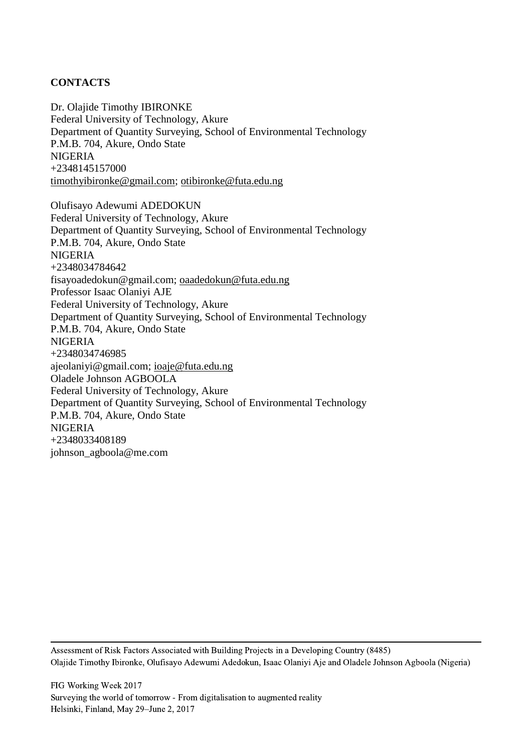**CONTACTS**

Dr. Olajide Timothy IBIRONKE  
Federal University of Technology, Akure  
Department of Quantity Surveying, School of Environmental Technology  
P.M.B. 704, Akure, Ondo State  
NIGERIA  
+2348145157000  
timothyibironke@gmail.com; otibironke@futa.edu.ng

Olufisayo Adewumi ADEDOKUN  
Federal University of Technology, Akure  
Department of Quantity Surveying, School of Environmental Technology  
P.M.B. 704, Akure, Ondo State  
NIGERIA  
+2348034784642  
fisayoadedokun@gmail.com; oaadedokun@futa.edu.ng

Professor Isaac Olaniyi AJE  
Federal University of Technology, Akure  
Department of Quantity Surveying, School of Environmental Technology  
P.M.B. 704, Akure, Ondo State  
NIGERIA  
+2348034746985  
ajeolaniyi@gmail.com; ioaje@futa.edu.ng

Oladele Johnson AGBOOLA  
Federal University of Technology, Akure  
Department of Quantity Surveying, School of Environmental Technology  
P.M.B. 704, Akure, Ondo State  
NIGERIA  
+2348033408189  
johnson_agboola@me.com